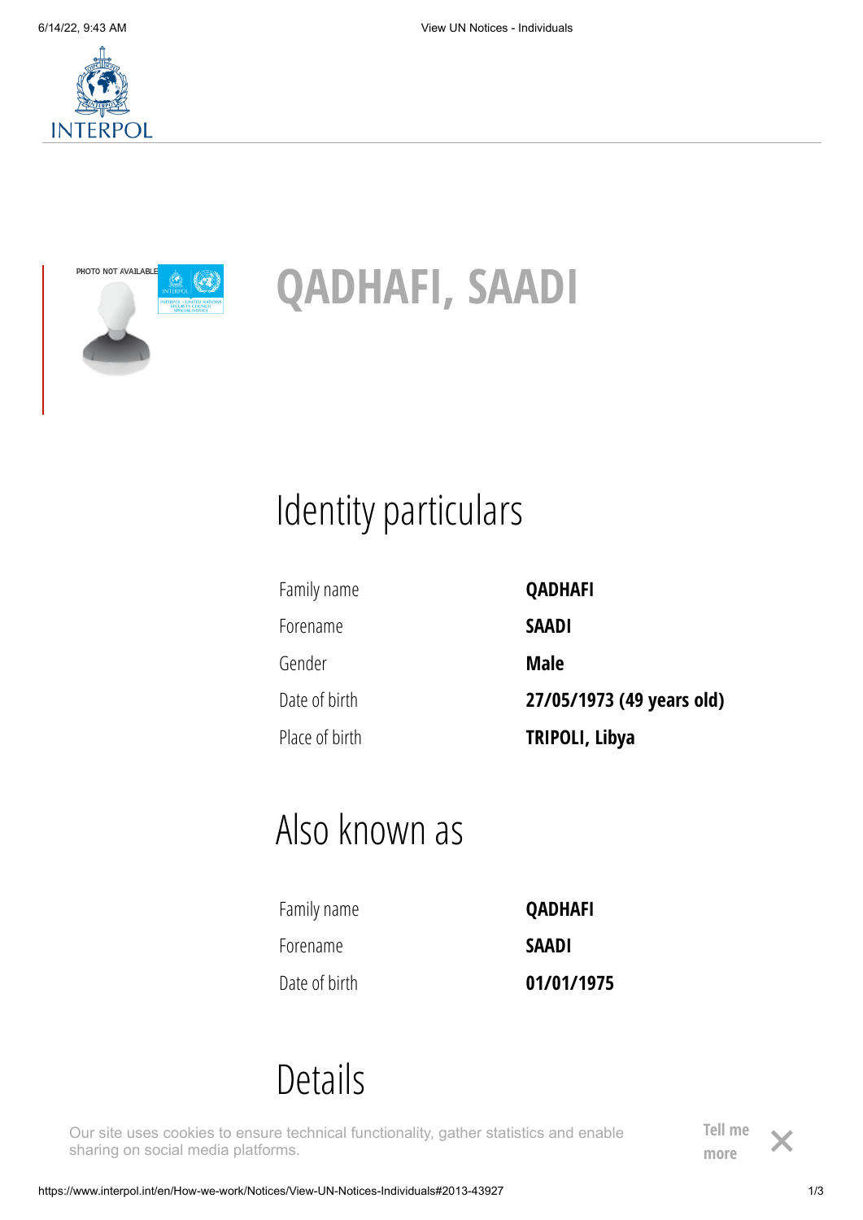PHOTO NOT AVAILABLE

# QADHAFI, SAADI

## Identity particulars

| | |
|---|---|
| Family name | **QADHAFI** |
| Forename | **SAADI** |
| Gender | **Male** |
| Date of birth | **27/05/1973 (49 years old)** |
| Place of birth | **TRIPOLI, Libya** |

## Also known as

| | |
|---|---|
| Family name | **QADHAFI** |
| Forename | **SAADI** |
| Date of birth | **01/01/1975** |

## Details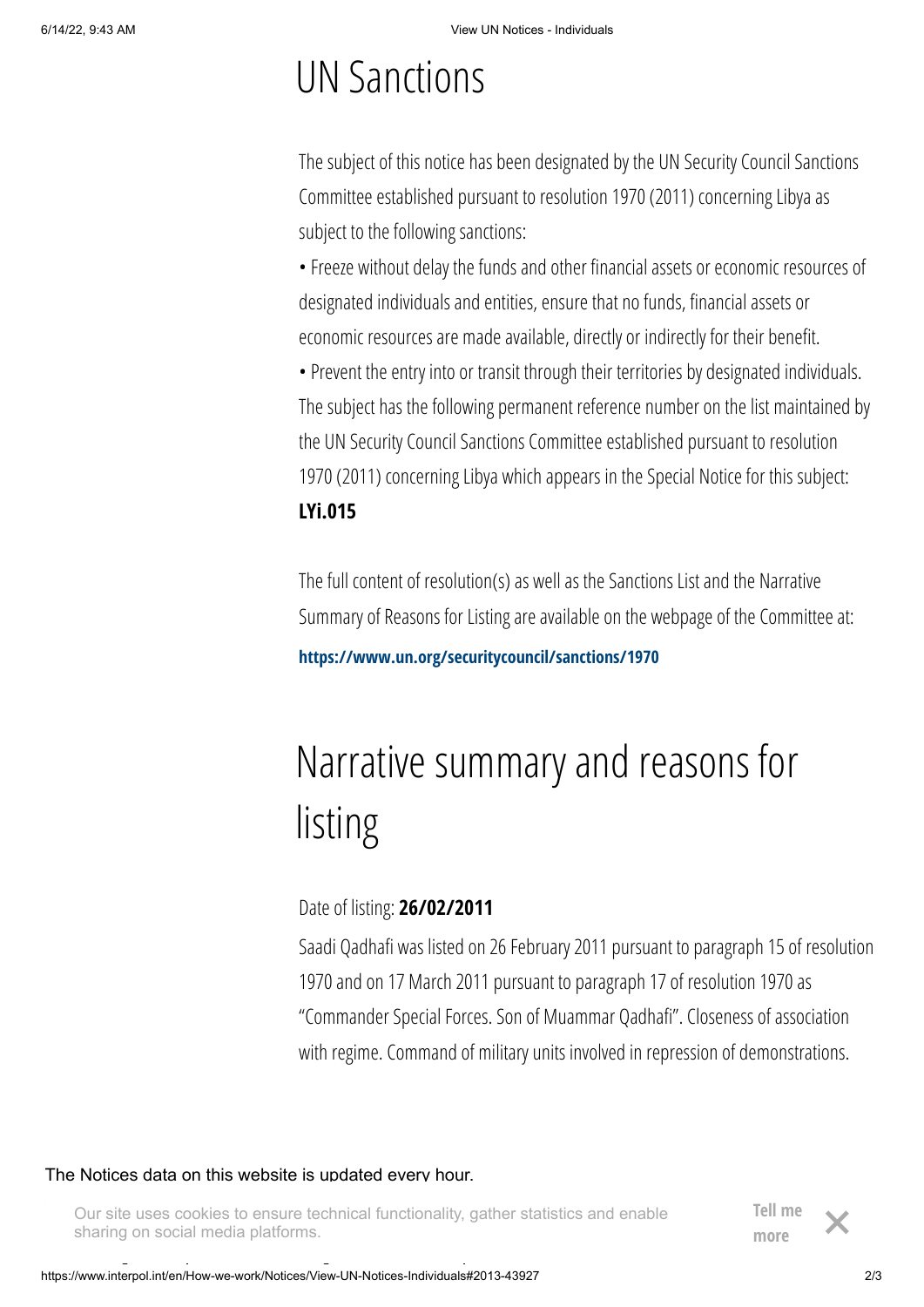# UN Sanctions

The subject of this notice has been designated by the UN Security Council Sanctions Committee established pursuant to resolution 1970 (2011) concerning Libya as subject to the following sanctions:

• Freeze without delay the funds and other financial assets or economic resources of designated individuals and entities, ensure that no funds, financial assets or economic resources are made available, directly or indirectly for their benefit.

• Prevent the entry into or transit through their territories by designated individuals.

The subject has the following permanent reference number on the list maintained by the UN Security Council Sanctions Committee established pursuant to resolution 1970 (2011) concerning Libya which appears in the Special Notice for this subject: **LYi.015**

The full content of resolution(s) as well as the Sanctions List and the Narrative Summary of Reasons for Listing are available on the webpage of the Committee at:

**https://www.un.org/securitycouncil/sanctions/1970**

# Narrative summary and reasons for listing

Date of listing: **26/02/2011**

Saadi Qadhafi was listed on 26 February 2011 pursuant to paragraph 15 of resolution 1970 and on 17 March 2011 pursuant to paragraph 17 of resolution 1970 as "Commander Special Forces. Son of Muammar Qadhafi". Closeness of association with regime. Command of military units involved in repression of demonstrations.

The Notices data on this website is updated every hour.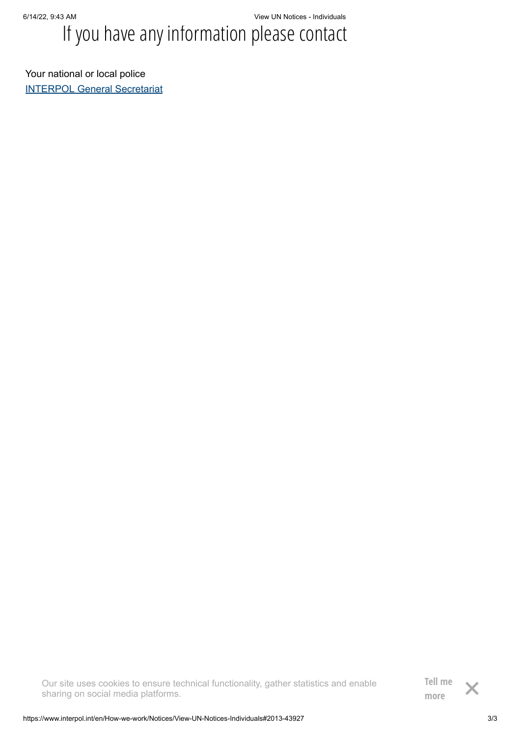# If you have any information please contact

Your national or local police

[INTERPOL General Secretariat]

Our site uses cookies to ensure technical functionality, gather statistics and enable sharing on social media platforms.

Tell me more